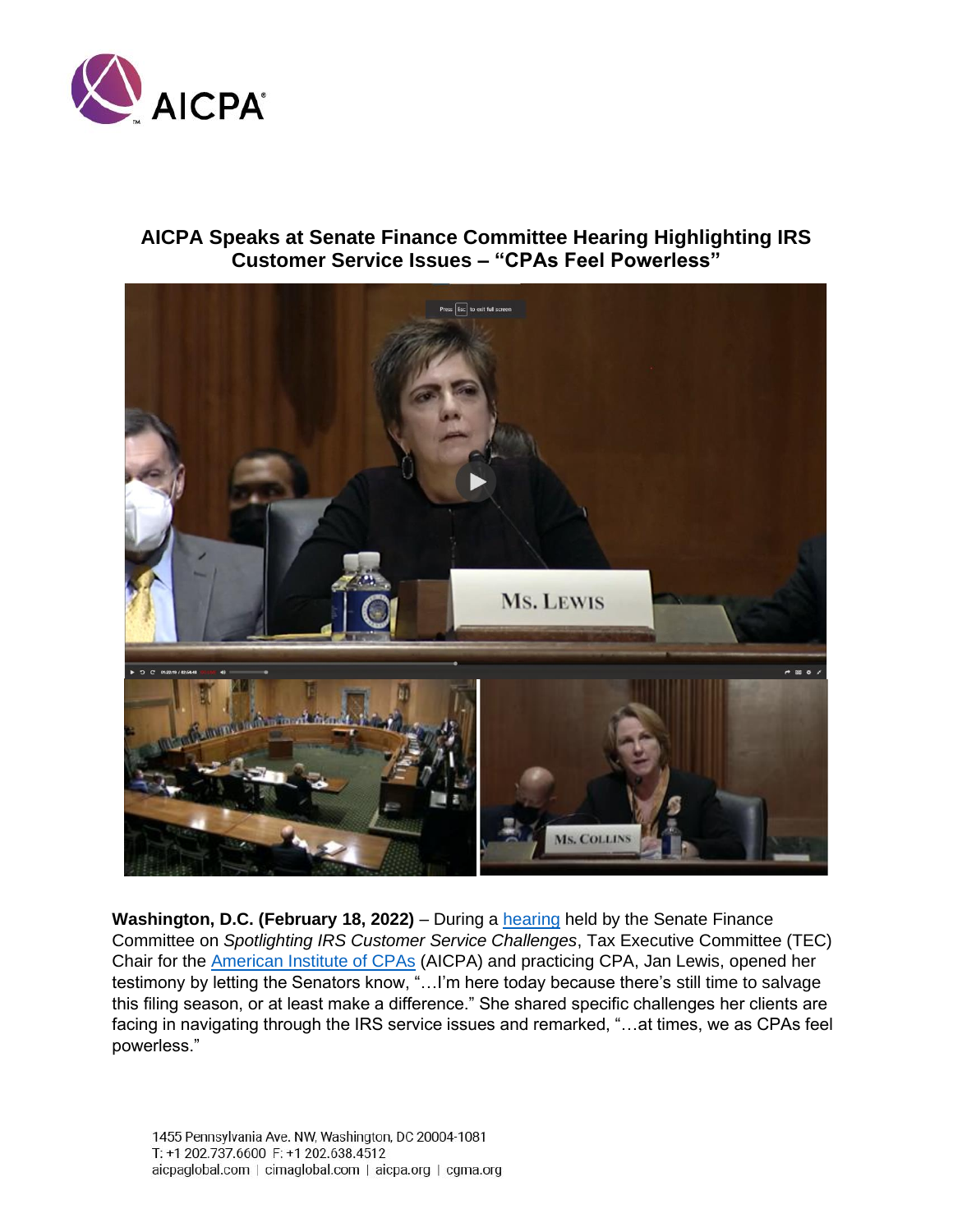# AICPA Speaks at Senate Finance Committee Hearing Highlighting IRS Customer Service Issues – "CPAs Feel Powerless"

**Washington, D.C. (February 18, 2022)** – During a hearing held by the Senate Finance Committee on *Spotlighting IRS Customer Service Challenges*, Tax Executive Committee (TEC) Chair for the American Institute of CPAs (AICPA) and practicing CPA, Jan Lewis, opened her testimony by letting the Senators know, "…I'm here today because there's still time to salvage this filing season, or at least make a difference." She shared specific challenges her clients are facing in navigating through the IRS service issues and remarked, "…at times, we as CPAs feel powerless."

1455 Pennsylvania Ave. NW, Washington, DC 20004-1081
T: +1 202.737.6600 F: +1 202.638.4512
aicpaglobal.com | cimaglobal.com | aicpa.org | cgma.org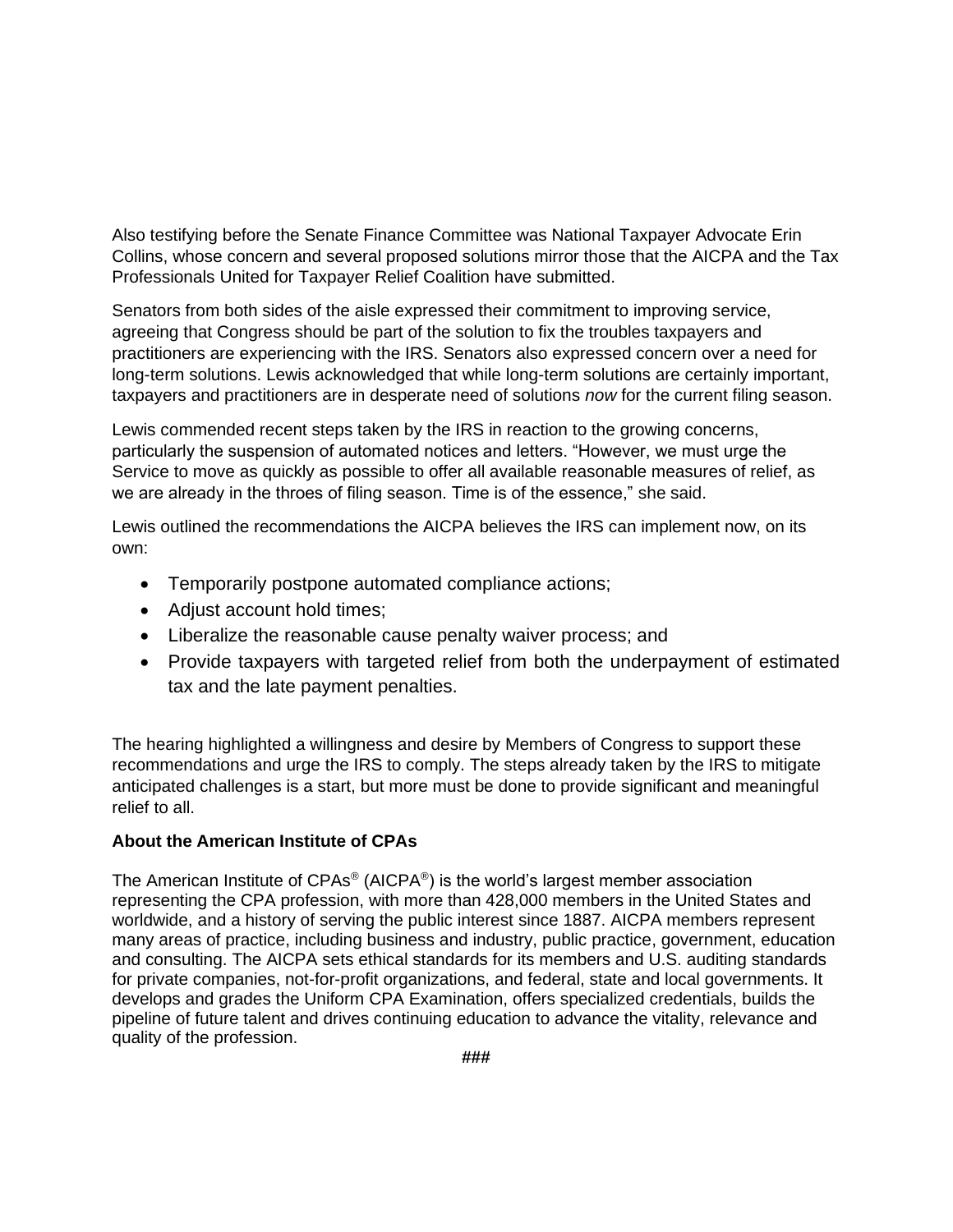Also testifying before the Senate Finance Committee was National Taxpayer Advocate Erin Collins, whose concern and several proposed solutions mirror those that the AICPA and the Tax Professionals United for Taxpayer Relief Coalition have submitted.

Senators from both sides of the aisle expressed their commitment to improving service, agreeing that Congress should be part of the solution to fix the troubles taxpayers and practitioners are experiencing with the IRS. Senators also expressed concern over a need for long-term solutions. Lewis acknowledged that while long-term solutions are certainly important, taxpayers and practitioners are in desperate need of solutions *now* for the current filing season.

Lewis commended recent steps taken by the IRS in reaction to the growing concerns, particularly the suspension of automated notices and letters. "However, we must urge the Service to move as quickly as possible to offer all available reasonable measures of relief, as we are already in the throes of filing season. Time is of the essence," she said.

Lewis outlined the recommendations the AICPA believes the IRS can implement now, on its own:

- Temporarily postpone automated compliance actions;
- Adjust account hold times;
- Liberalize the reasonable cause penalty waiver process; and
- Provide taxpayers with targeted relief from both the underpayment of estimated tax and the late payment penalties.

The hearing highlighted a willingness and desire by Members of Congress to support these recommendations and urge the IRS to comply. The steps already taken by the IRS to mitigate anticipated challenges is a start, but more must be done to provide significant and meaningful relief to all.

**About the American Institute of CPAs**

The American Institute of CPAs® (AICPA®) is the world's largest member association representing the CPA profession, with more than 428,000 members in the United States and worldwide, and a history of serving the public interest since 1887. AICPA members represent many areas of practice, including business and industry, public practice, government, education and consulting. The AICPA sets ethical standards for its members and U.S. auditing standards for private companies, not-for-profit organizations, and federal, state and local governments. It develops and grades the Uniform CPA Examination, offers specialized credentials, builds the pipeline of future talent and drives continuing education to advance the vitality, relevance and quality of the profession.

###